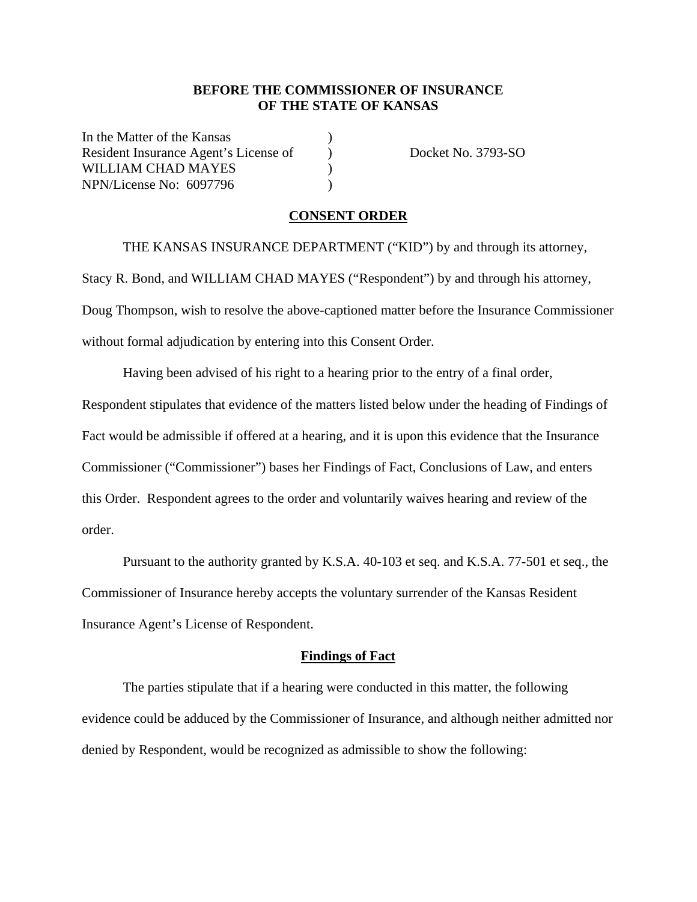**BEFORE THE COMMISSIONER OF INSURANCE**
**OF THE STATE OF KANSAS**

In the Matter of the Kansas )
Resident Insurance Agent's License of ) Docket No. 3793-SO
WILLIAM CHAD MAYES )
NPN/License No: 6097796 )

**CONSENT ORDER**

THE KANSAS INSURANCE DEPARTMENT ("KID") by and through its attorney, Stacy R. Bond, and WILLIAM CHAD MAYES ("Respondent") by and through his attorney, Doug Thompson, wish to resolve the above-captioned matter before the Insurance Commissioner without formal adjudication by entering into this Consent Order.

Having been advised of his right to a hearing prior to the entry of a final order, Respondent stipulates that evidence of the matters listed below under the heading of Findings of Fact would be admissible if offered at a hearing, and it is upon this evidence that the Insurance Commissioner ("Commissioner") bases her Findings of Fact, Conclusions of Law, and enters this Order. Respondent agrees to the order and voluntarily waives hearing and review of the order.

Pursuant to the authority granted by K.S.A. 40-103 et seq. and K.S.A. 77-501 et seq., the Commissioner of Insurance hereby accepts the voluntary surrender of the Kansas Resident Insurance Agent's License of Respondent.

**Findings of Fact**

The parties stipulate that if a hearing were conducted in this matter, the following evidence could be adduced by the Commissioner of Insurance, and although neither admitted nor denied by Respondent, would be recognized as admissible to show the following: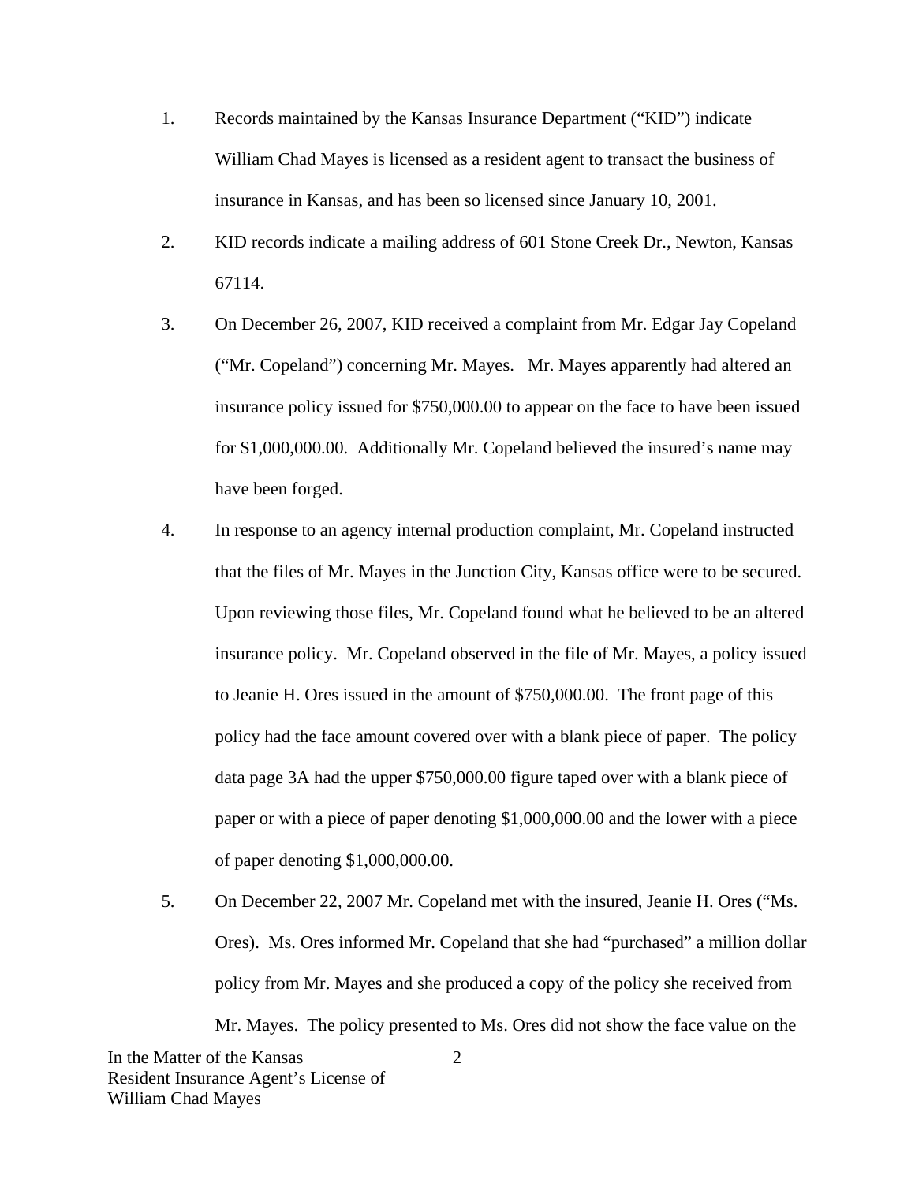1. Records maintained by the Kansas Insurance Department ("KID") indicate William Chad Mayes is licensed as a resident agent to transact the business of insurance in Kansas, and has been so licensed since January 10, 2001.

2. KID records indicate a mailing address of 601 Stone Creek Dr., Newton, Kansas 67114.

3. On December 26, 2007, KID received a complaint from Mr. Edgar Jay Copeland ("Mr. Copeland") concerning Mr. Mayes. Mr. Mayes apparently had altered an insurance policy issued for $750,000.00 to appear on the face to have been issued for $1,000,000.00. Additionally Mr. Copeland believed the insured's name may have been forged.

4. In response to an agency internal production complaint, Mr. Copeland instructed that the files of Mr. Mayes in the Junction City, Kansas office were to be secured. Upon reviewing those files, Mr. Copeland found what he believed to be an altered insurance policy. Mr. Copeland observed in the file of Mr. Mayes, a policy issued to Jeanie H. Ores issued in the amount of $750,000.00. The front page of this policy had the face amount covered over with a blank piece of paper. The policy data page 3A had the upper $750,000.00 figure taped over with a blank piece of paper or with a piece of paper denoting $1,000,000.00 and the lower with a piece of paper denoting $1,000,000.00.

5. On December 22, 2007 Mr. Copeland met with the insured, Jeanie H. Ores ("Ms. Ores). Ms. Ores informed Mr. Copeland that she had "purchased" a million dollar policy from Mr. Mayes and she produced a copy of the policy she received from Mr. Mayes. The policy presented to Ms. Ores did not show the face value on the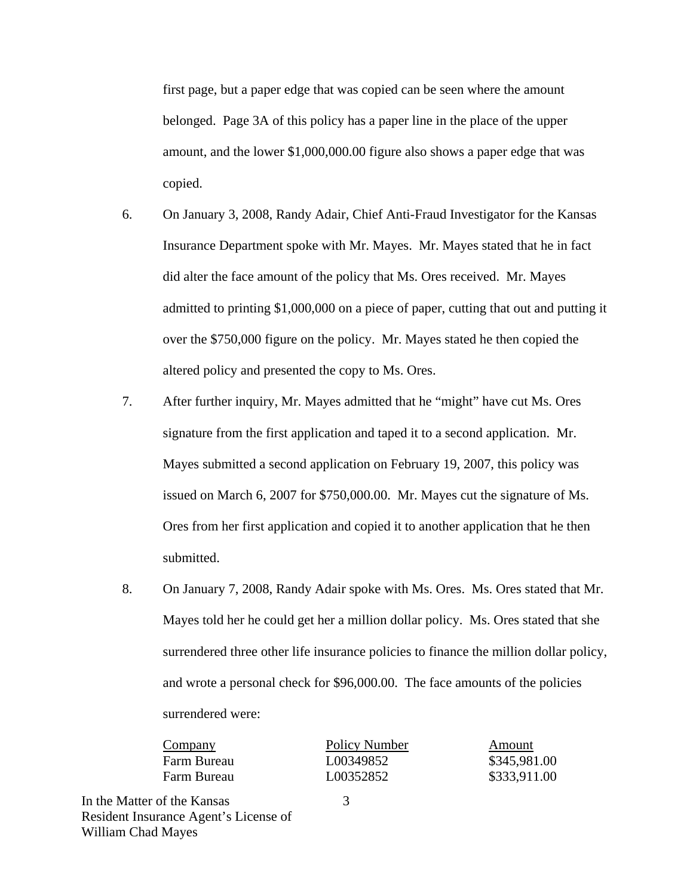first page, but a paper edge that was copied can be seen where the amount belonged. Page 3A of this policy has a paper line in the place of the upper amount, and the lower $1,000,000.00 figure also shows a paper edge that was copied.

6. On January 3, 2008, Randy Adair, Chief Anti-Fraud Investigator for the Kansas Insurance Department spoke with Mr. Mayes. Mr. Mayes stated that he in fact did alter the face amount of the policy that Ms. Ores received. Mr. Mayes admitted to printing $1,000,000 on a piece of paper, cutting that out and putting it over the $750,000 figure on the policy. Mr. Mayes stated he then copied the altered policy and presented the copy to Ms. Ores.

7. After further inquiry, Mr. Mayes admitted that he "might" have cut Ms. Ores signature from the first application and taped it to a second application. Mr. Mayes submitted a second application on February 19, 2007, this policy was issued on March 6, 2007 for $750,000.00. Mr. Mayes cut the signature of Ms. Ores from her first application and copied it to another application that he then submitted.

8. On January 7, 2008, Randy Adair spoke with Ms. Ores. Ms. Ores stated that Mr. Mayes told her he could get her a million dollar policy. Ms. Ores stated that she surrendered three other life insurance policies to finance the million dollar policy, and wrote a personal check for $96,000.00. The face amounts of the policies surrendered were:

| Company | Policy Number | Amount |
|---|---|---|
| Farm Bureau | L00349852 | $345,981.00 |
| Farm Bureau | L00352852 | $333,911.00 |

In the Matter of the Kansas
Resident Insurance Agent's License of
William Chad Mayes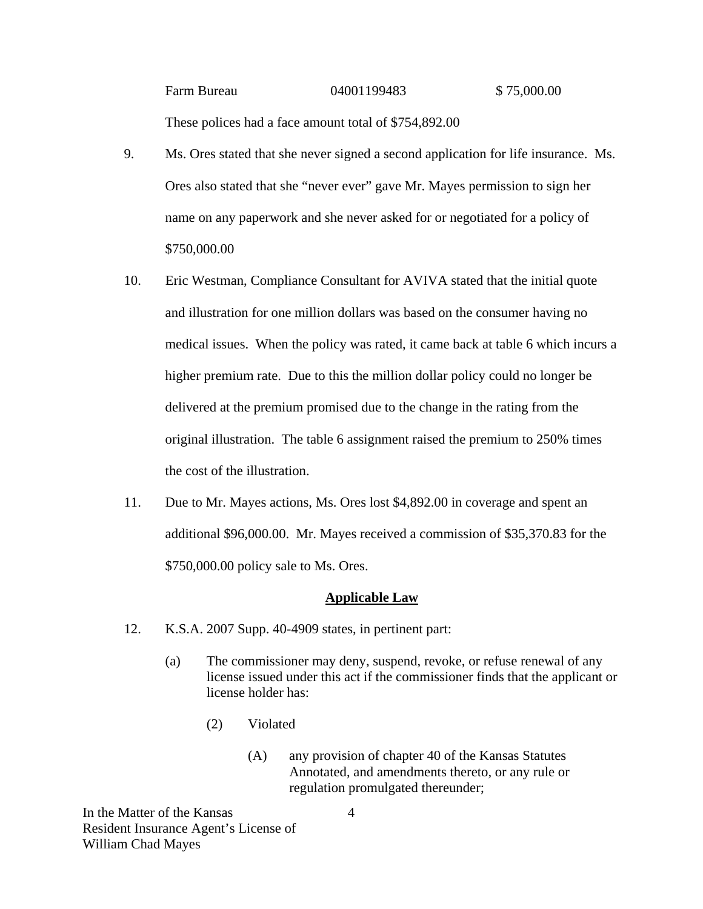| Farm Bureau | 04001199483 | $ 75,000.00 |
|---|---|---|

These polices had a face amount total of $754,892.00

9. Ms. Ores stated that she never signed a second application for life insurance. Ms. Ores also stated that she "never ever" gave Mr. Mayes permission to sign her name on any paperwork and she never asked for or negotiated for a policy of $750,000.00

10. Eric Westman, Compliance Consultant for AVIVA stated that the initial quote and illustration for one million dollars was based on the consumer having no medical issues. When the policy was rated, it came back at table 6 which incurs a higher premium rate. Due to this the million dollar policy could no longer be delivered at the premium promised due to the change in the rating from the original illustration. The table 6 assignment raised the premium to 250% times the cost of the illustration.

11. Due to Mr. Mayes actions, Ms. Ores lost $4,892.00 in coverage and spent an additional $96,000.00. Mr. Mayes received a commission of $35,370.83 for the $750,000.00 policy sale to Ms. Ores.

## Applicable Law

12. K.S.A. 2007 Supp. 40-4909 states, in pertinent part:

    (a) The commissioner may deny, suspend, revoke, or refuse renewal of any license issued under this act if the commissioner finds that the applicant or license holder has:

        (2) Violated

            (A) any provision of chapter 40 of the Kansas Statutes Annotated, and amendments thereto, or any rule or regulation promulgated thereunder;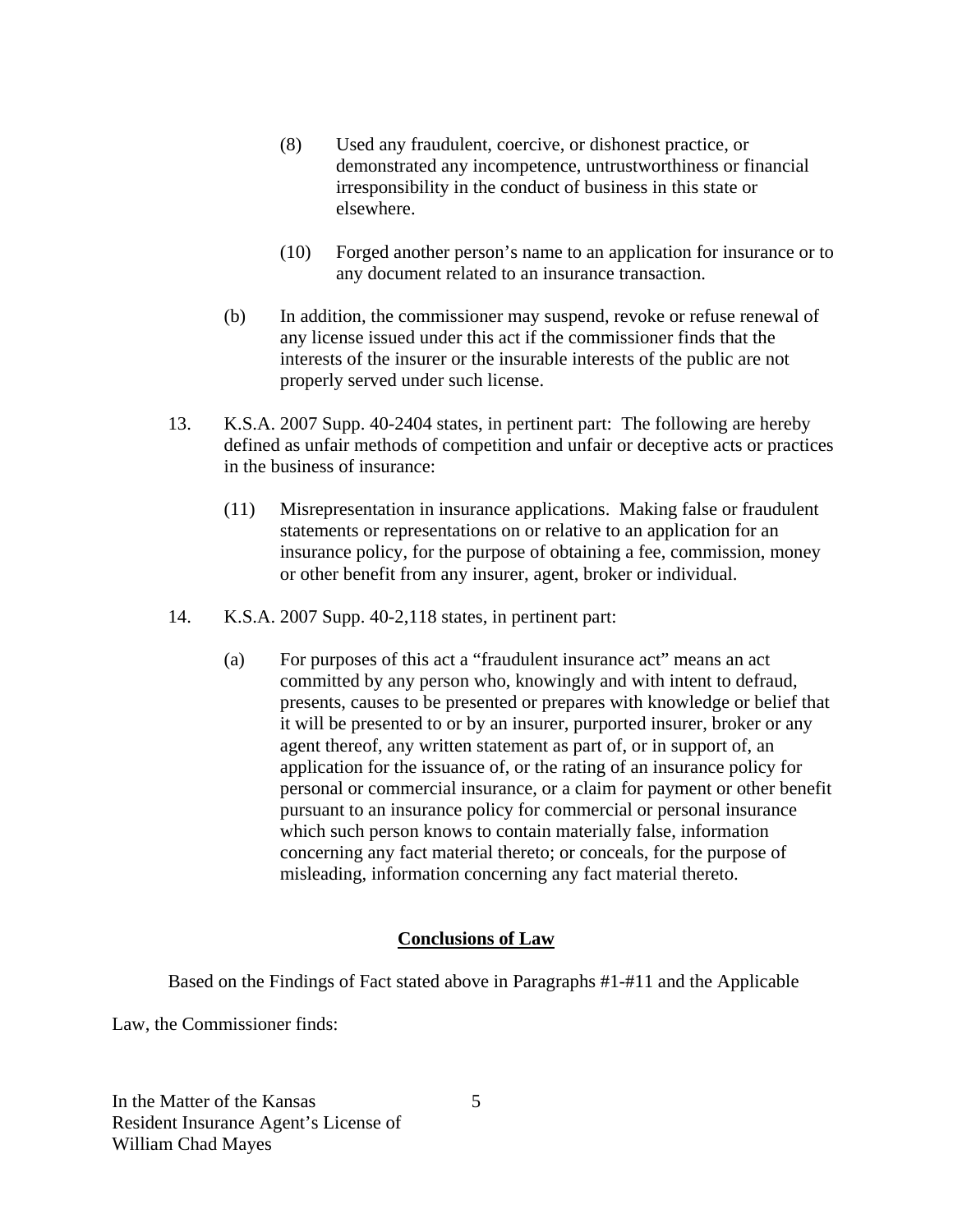(8) Used any fraudulent, coercive, or dishonest practice, or demonstrated any incompetence, untrustworthiness or financial irresponsibility in the conduct of business in this state or elsewhere.

(10) Forged another person's name to an application for insurance or to any document related to an insurance transaction.

(b) In addition, the commissioner may suspend, revoke or refuse renewal of any license issued under this act if the commissioner finds that the interests of the insurer or the insurable interests of the public are not properly served under such license.

13. K.S.A. 2007 Supp. 40-2404 states, in pertinent part: The following are hereby defined as unfair methods of competition and unfair or deceptive acts or practices in the business of insurance:

(11) Misrepresentation in insurance applications. Making false or fraudulent statements or representations on or relative to an application for an insurance policy, for the purpose of obtaining a fee, commission, money or other benefit from any insurer, agent, broker or individual.

14. K.S.A. 2007 Supp. 40-2,118 states, in pertinent part:

(a) For purposes of this act a "fraudulent insurance act" means an act committed by any person who, knowingly and with intent to defraud, presents, causes to be presented or prepares with knowledge or belief that it will be presented to or by an insurer, purported insurer, broker or any agent thereof, any written statement as part of, or in support of, an application for the issuance of, or the rating of an insurance policy for personal or commercial insurance, or a claim for payment or other benefit pursuant to an insurance policy for commercial or personal insurance which such person knows to contain materially false, information concerning any fact material thereto; or conceals, for the purpose of misleading, information concerning any fact material thereto.

## Conclusions of Law

Based on the Findings of Fact stated above in Paragraphs #1-#11 and the Applicable Law, the Commissioner finds: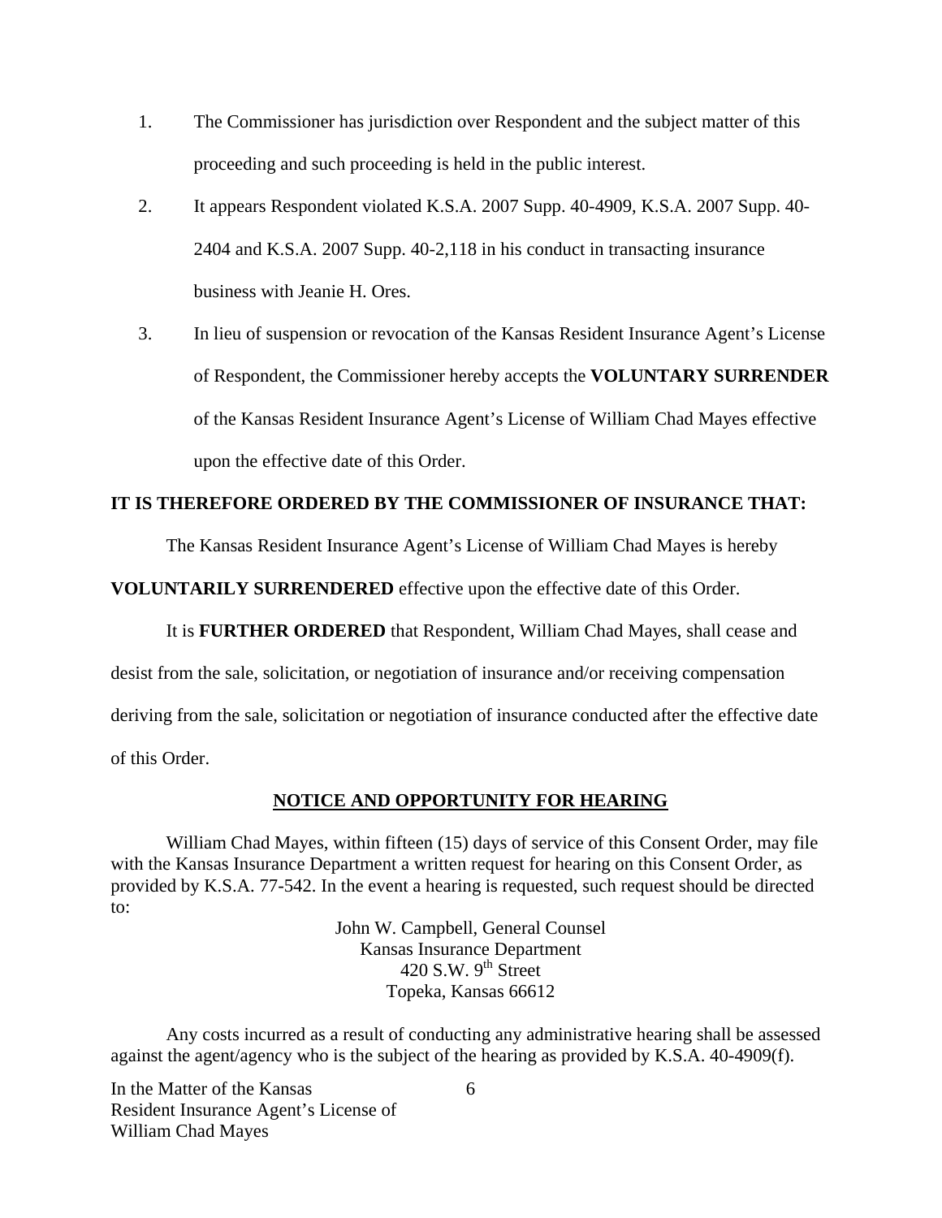1. The Commissioner has jurisdiction over Respondent and the subject matter of this proceeding and such proceeding is held in the public interest.

2. It appears Respondent violated K.S.A. 2007 Supp. 40-4909, K.S.A. 2007 Supp. 40-2404 and K.S.A. 2007 Supp. 40-2,118 in his conduct in transacting insurance business with Jeanie H. Ores.

3. In lieu of suspension or revocation of the Kansas Resident Insurance Agent's License of Respondent, the Commissioner hereby accepts the **VOLUNTARY SURRENDER** of the Kansas Resident Insurance Agent's License of William Chad Mayes effective upon the effective date of this Order.

**IT IS THEREFORE ORDERED BY THE COMMISSIONER OF INSURANCE THAT:**

The Kansas Resident Insurance Agent's License of William Chad Mayes is hereby **VOLUNTARILY SURRENDERED** effective upon the effective date of this Order.

It is **FURTHER ORDERED** that Respondent, William Chad Mayes, shall cease and desist from the sale, solicitation, or negotiation of insurance and/or receiving compensation deriving from the sale, solicitation or negotiation of insurance conducted after the effective date of this Order.

## NOTICE AND OPPORTUNITY FOR HEARING

William Chad Mayes, within fifteen (15) days of service of this Consent Order, may file with the Kansas Insurance Department a written request for hearing on this Consent Order, as provided by K.S.A. 77-542. In the event a hearing is requested, such request should be directed to:

John W. Campbell, General Counsel
Kansas Insurance Department
420 S.W. 9th Street
Topeka, Kansas 66612

Any costs incurred as a result of conducting any administrative hearing shall be assessed against the agent/agency who is the subject of the hearing as provided by K.S.A. 40-4909(f).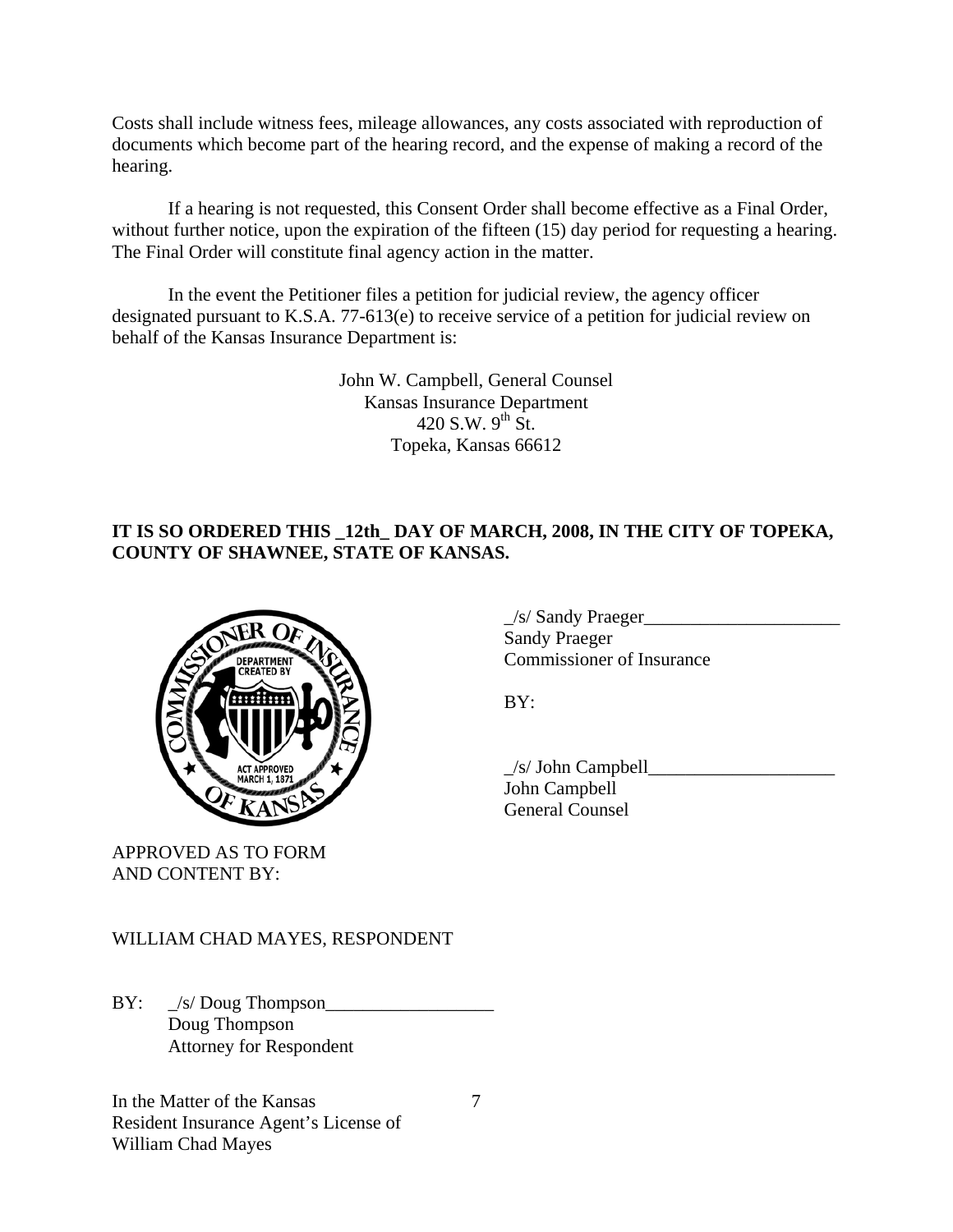Costs shall include witness fees, mileage allowances, any costs associated with reproduction of documents which become part of the hearing record, and the expense of making a record of the hearing.

If a hearing is not requested, this Consent Order shall become effective as a Final Order, without further notice, upon the expiration of the fifteen (15) day period for requesting a hearing. The Final Order will constitute final agency action in the matter.

In the event the Petitioner files a petition for judicial review, the agency officer designated pursuant to K.S.A. 77-613(e) to receive service of a petition for judicial review on behalf of the Kansas Insurance Department is:

John W. Campbell, General Counsel
Kansas Insurance Department
420 S.W. 9th St.
Topeka, Kansas 66612

**IT IS SO ORDERED THIS _12th_ DAY OF MARCH, 2008, IN THE CITY OF TOPEKA, COUNTY OF SHAWNEE, STATE OF KANSAS.**

_/s/ Sandy Praeger_____________________
Sandy Praeger
Commissioner of Insurance

BY:

_/s/ John Campbell____________________
John Campbell
General Counsel

APPROVED AS TO FORM
AND CONTENT BY:

WILLIAM CHAD MAYES, RESPONDENT

BY: _/s/ Doug Thompson__________________
Doug Thompson
Attorney for Respondent

In the Matter of the Kansas
Resident Insurance Agent's License of
William Chad Mayes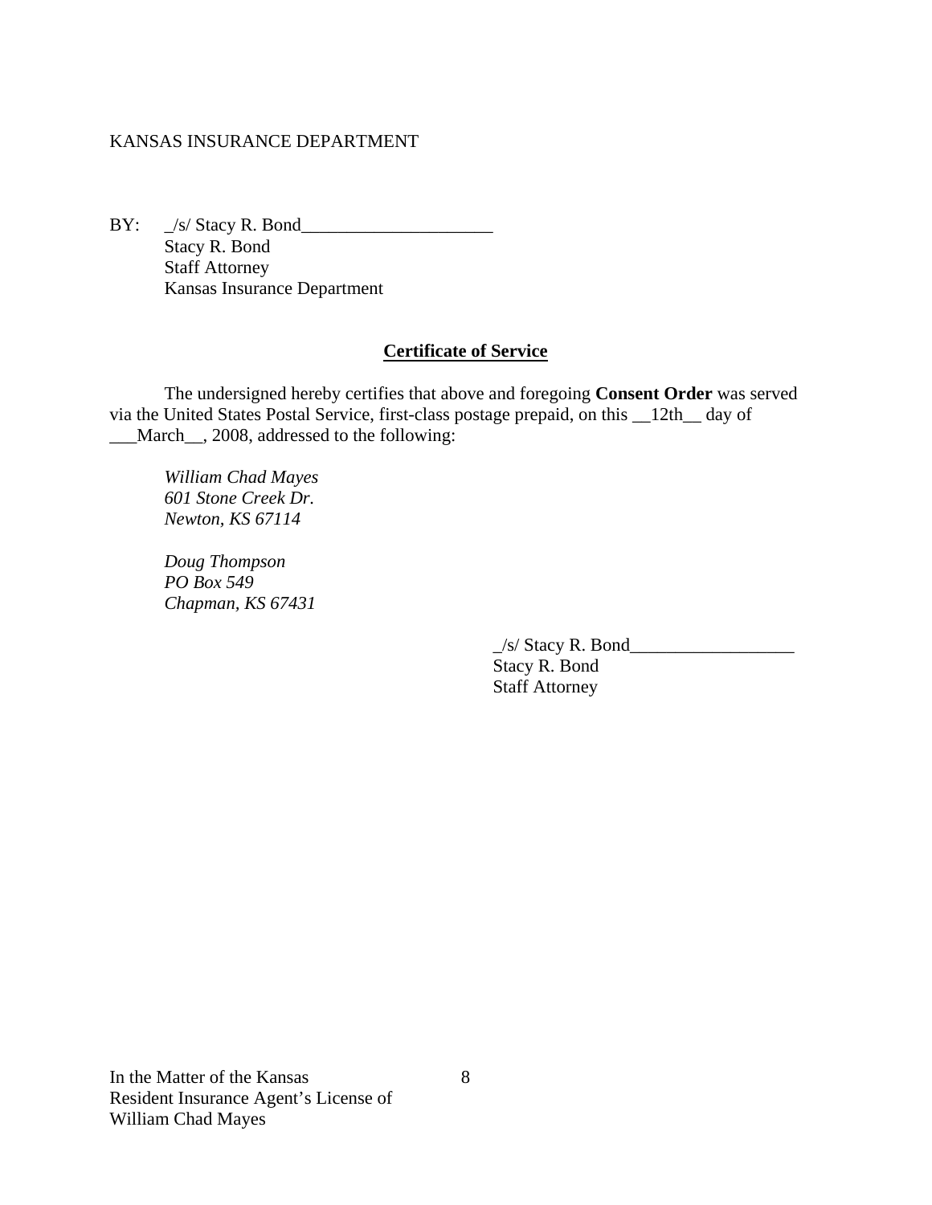KANSAS INSURANCE DEPARTMENT

BY: _/s/ Stacy R. Bond_____________________
Stacy R. Bond
Staff Attorney
Kansas Insurance Department

**Certificate of Service**

The undersigned hereby certifies that above and foregoing **Consent Order** was served via the United States Postal Service, first-class postage prepaid, on this __12th__ day of ___March__, 2008, addressed to the following:

*William Chad Mayes*
*601 Stone Creek Dr.*
*Newton, KS 67114*

*Doug Thompson*
*PO Box 549*
*Chapman, KS 67431*

_/s/ Stacy R. Bond__________________
Stacy R. Bond
Staff Attorney